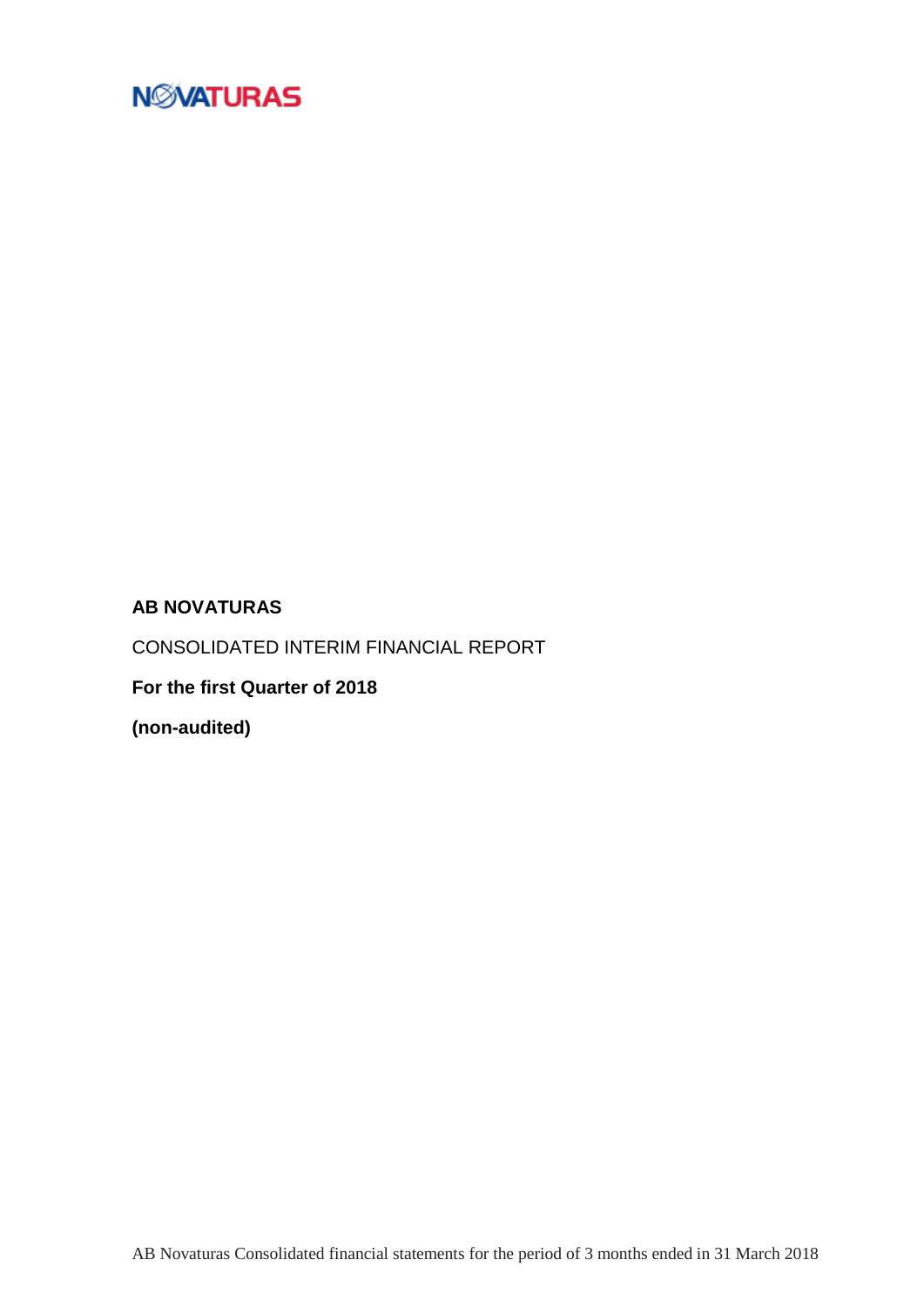NOVATURAS

**AB NOVATURAS**

CONSOLIDATED INTERIM FINANCIAL REPORT

**For the first Quarter of 2018**

**(non-audited)**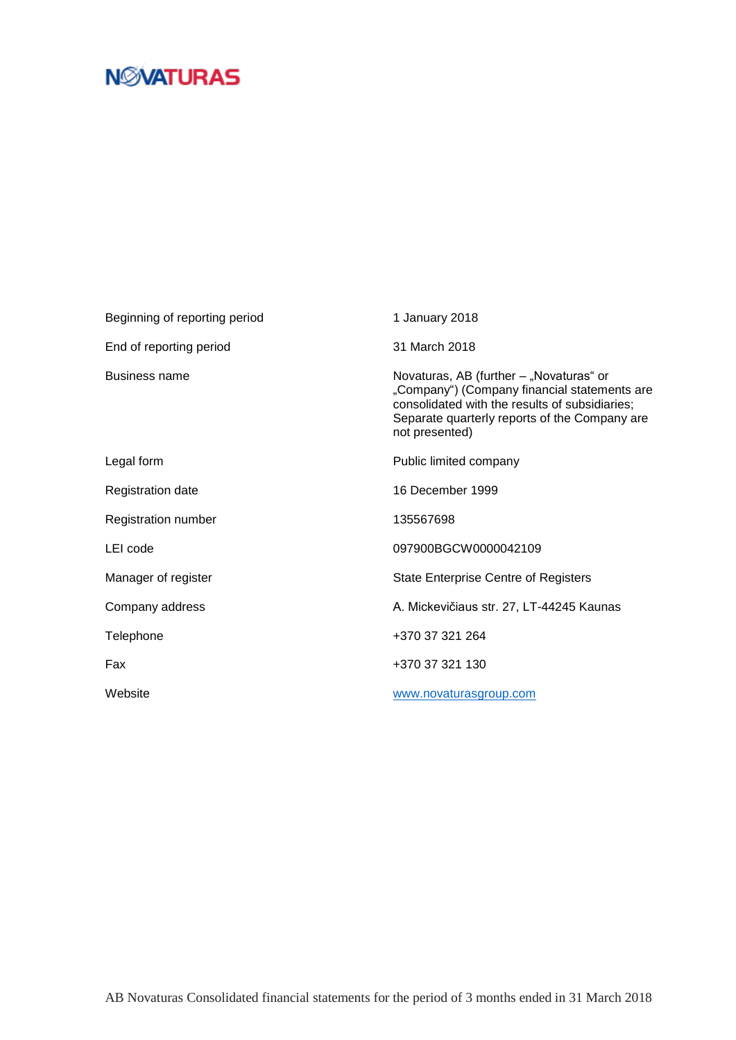NOVATURAS

| | |
|---|---|
| Beginning of reporting period | 1 January 2018 |
| End of reporting period | 31 March 2018 |
| Business name | Novaturas, AB (further – „Novaturas“ or „Company“) (Company financial statements are consolidated with the results of subsidiaries; Separate quarterly reports of the Company are not presented) |
| Legal form | Public limited company |
| Registration date | 16 December 1999 |
| Registration number | 135567698 |
| LEI code | 097900BGCW0000042109 |
| Manager of register | State Enterprise Centre of Registers |
| Company address | A. Mickevičiaus str. 27, LT-44245 Kaunas |
| Telephone | +370 37 321 264 |
| Fax | +370 37 321 130 |
| Website | www.novaturasgroup.com |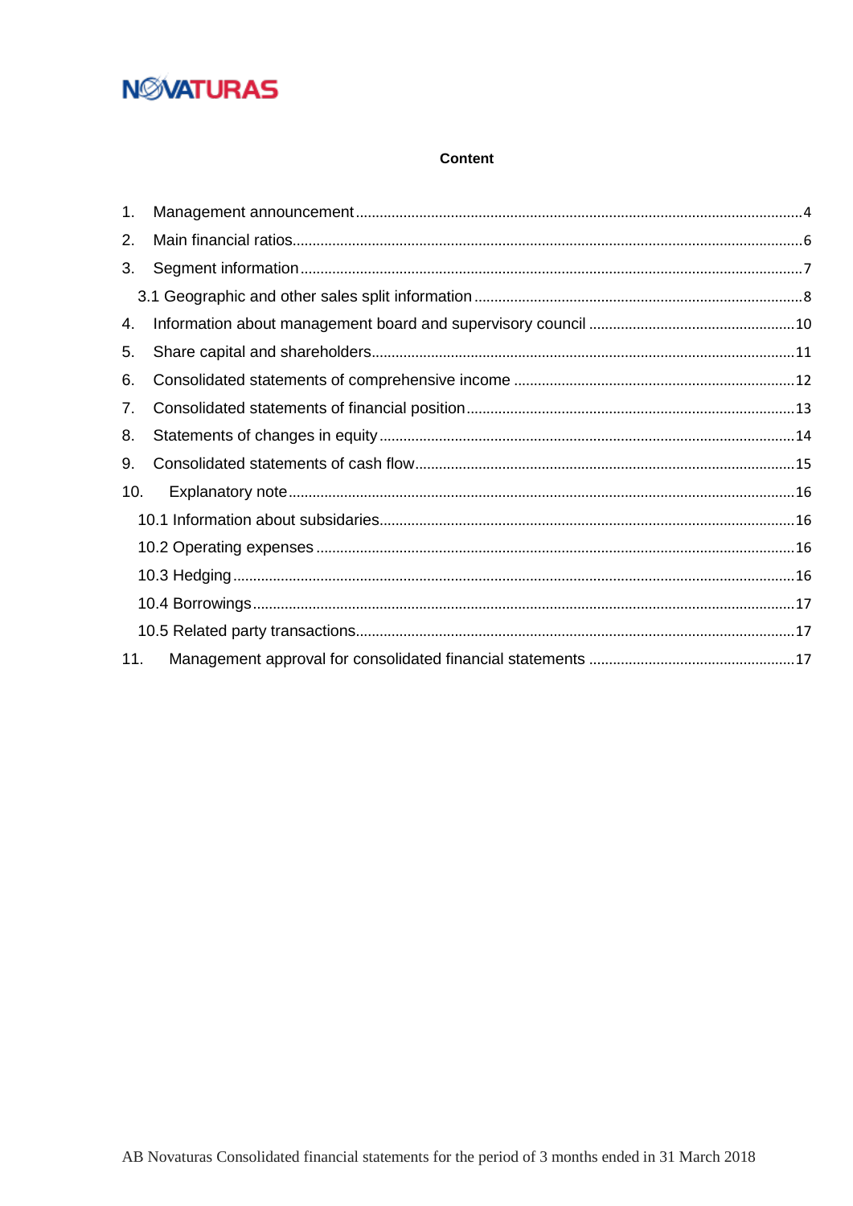NOVATURAS

**Content**

1. Management announcement ........ 4
2. Main financial ratios ........ 6
3. Segment information ........ 7
   3.1 Geographic and other sales split information ........ 8
4. Information about management board and supervisory council ........ 10
5. Share capital and shareholders ........ 11
6. Consolidated statements of comprehensive income ........ 12
7. Consolidated statements of financial position ........ 13
8. Statements of changes in equity ........ 14
9. Consolidated statements of cash flow ........ 15
10. Explanatory note ........ 16
    10.1 Information about subsidaries ........ 16
    10.2 Operating expenses ........ 16
    10.3 Hedging ........ 16
    10.4 Borrowings ........ 17
    10.5 Related party transactions ........ 17
11. Management approval for consolidated financial statements ........ 17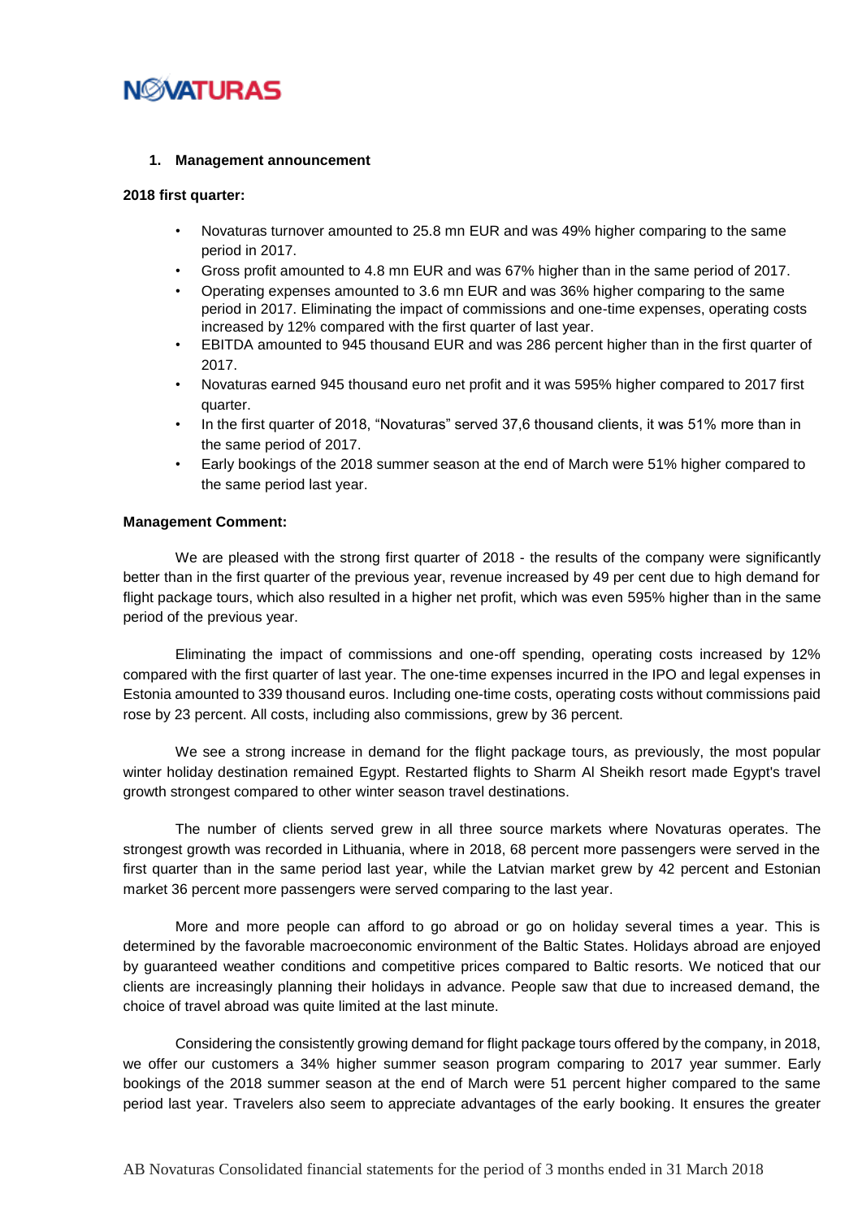## 1. Management announcement

**2018 first quarter:**

- Novaturas turnover amounted to 25.8 mn EUR and was 49% higher comparing to the same period in 2017.
- Gross profit amounted to 4.8 mn EUR and was 67% higher than in the same period of 2017.
- Operating expenses amounted to 3.6 mn EUR and was 36% higher comparing to the same period in 2017. Eliminating the impact of commissions and one-time expenses, operating costs increased by 12% compared with the first quarter of last year.
- EBITDA amounted to 945 thousand EUR and was 286 percent higher than in the first quarter of 2017.
- Novaturas earned 945 thousand euro net profit and it was 595% higher compared to 2017 first quarter.
- In the first quarter of 2018, "Novaturas" served 37,6 thousand clients, it was 51% more than in the same period of 2017.
- Early bookings of the 2018 summer season at the end of March were 51% higher compared to the same period last year.

**Management Comment:**

We are pleased with the strong first quarter of 2018 - the results of the company were significantly better than in the first quarter of the previous year, revenue increased by 49 per cent due to high demand for flight package tours, which also resulted in a higher net profit, which was even 595% higher than in the same period of the previous year.

Eliminating the impact of commissions and one-off spending, operating costs increased by 12% compared with the first quarter of last year. The one-time expenses incurred in the IPO and legal expenses in Estonia amounted to 339 thousand euros. Including one-time costs, operating costs without commissions paid rose by 23 percent. All costs, including also commissions, grew by 36 percent.

We see a strong increase in demand for the flight package tours, as previously, the most popular winter holiday destination remained Egypt. Restarted flights to Sharm Al Sheikh resort made Egypt's travel growth strongest compared to other winter season travel destinations.

The number of clients served grew in all three source markets where Novaturas operates. The strongest growth was recorded in Lithuania, where in 2018, 68 percent more passengers were served in the first quarter than in the same period last year, while the Latvian market grew by 42 percent and Estonian market 36 percent more passengers were served comparing to the last year.

More and more people can afford to go abroad or go on holiday several times a year. This is determined by the favorable macroeconomic environment of the Baltic States. Holidays abroad are enjoyed by guaranteed weather conditions and competitive prices compared to Baltic resorts. We noticed that our clients are increasingly planning their holidays in advance. People saw that due to increased demand, the choice of travel abroad was quite limited at the last minute.

Considering the consistently growing demand for flight package tours offered by the company, in 2018, we offer our customers a 34% higher summer season program comparing to 2017 year summer. Early bookings of the 2018 summer season at the end of March were 51 percent higher compared to the same period last year. Travelers also seem to appreciate advantages of the early booking. It ensures the greater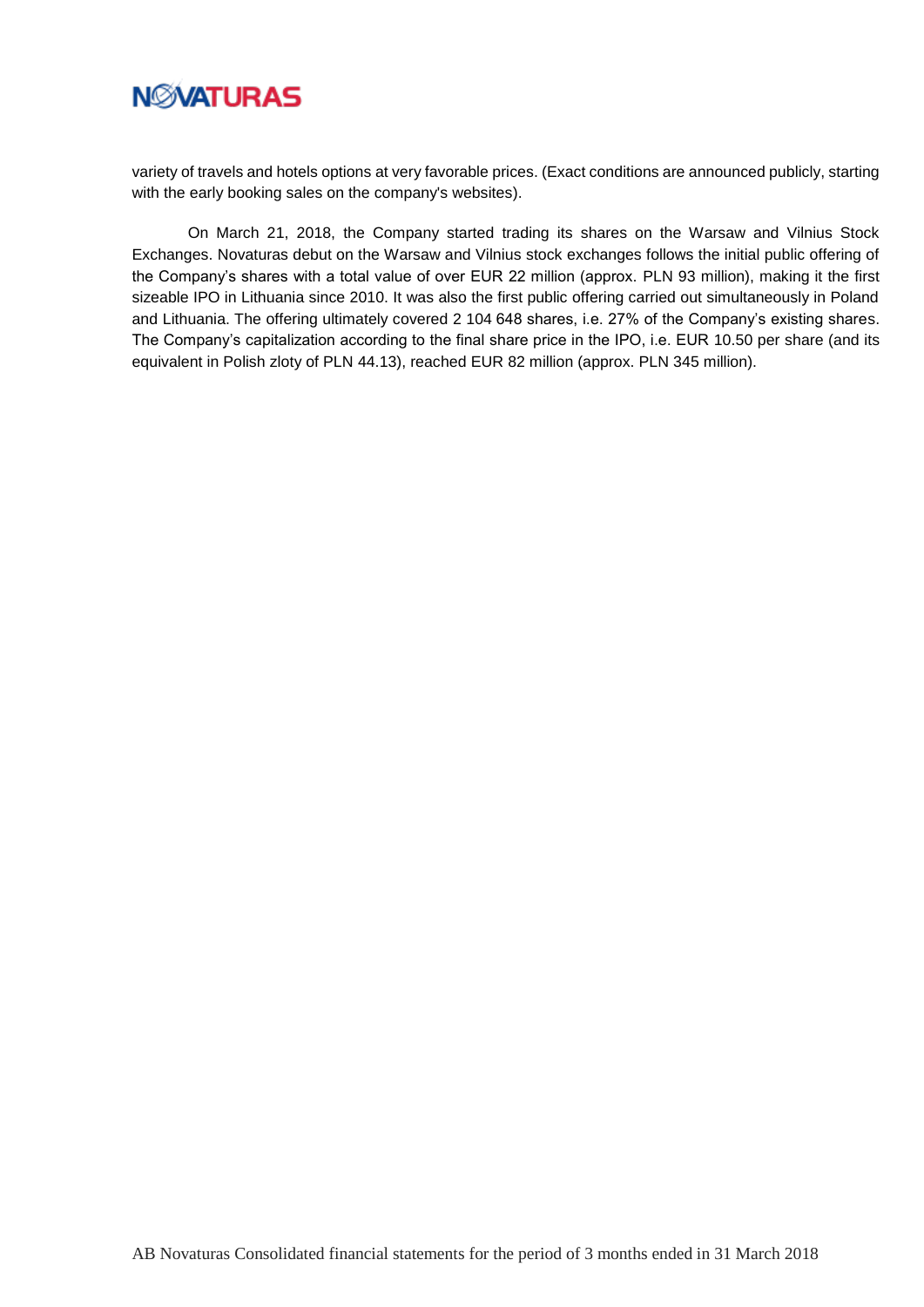variety of travels and hotels options at very favorable prices. (Exact conditions are announced publicly, starting with the early booking sales on the company's websites).

On March 21, 2018, the Company started trading its shares on the Warsaw and Vilnius Stock Exchanges. Novaturas debut on the Warsaw and Vilnius stock exchanges follows the initial public offering of the Company's shares with a total value of over EUR 22 million (approx. PLN 93 million), making it the first sizeable IPO in Lithuania since 2010. It was also the first public offering carried out simultaneously in Poland and Lithuania. The offering ultimately covered 2 104 648 shares, i.e. 27% of the Company's existing shares. The Company's capitalization according to the final share price in the IPO, i.e. EUR 10.50 per share (and its equivalent in Polish zloty of PLN 44.13), reached EUR 82 million (approx. PLN 345 million).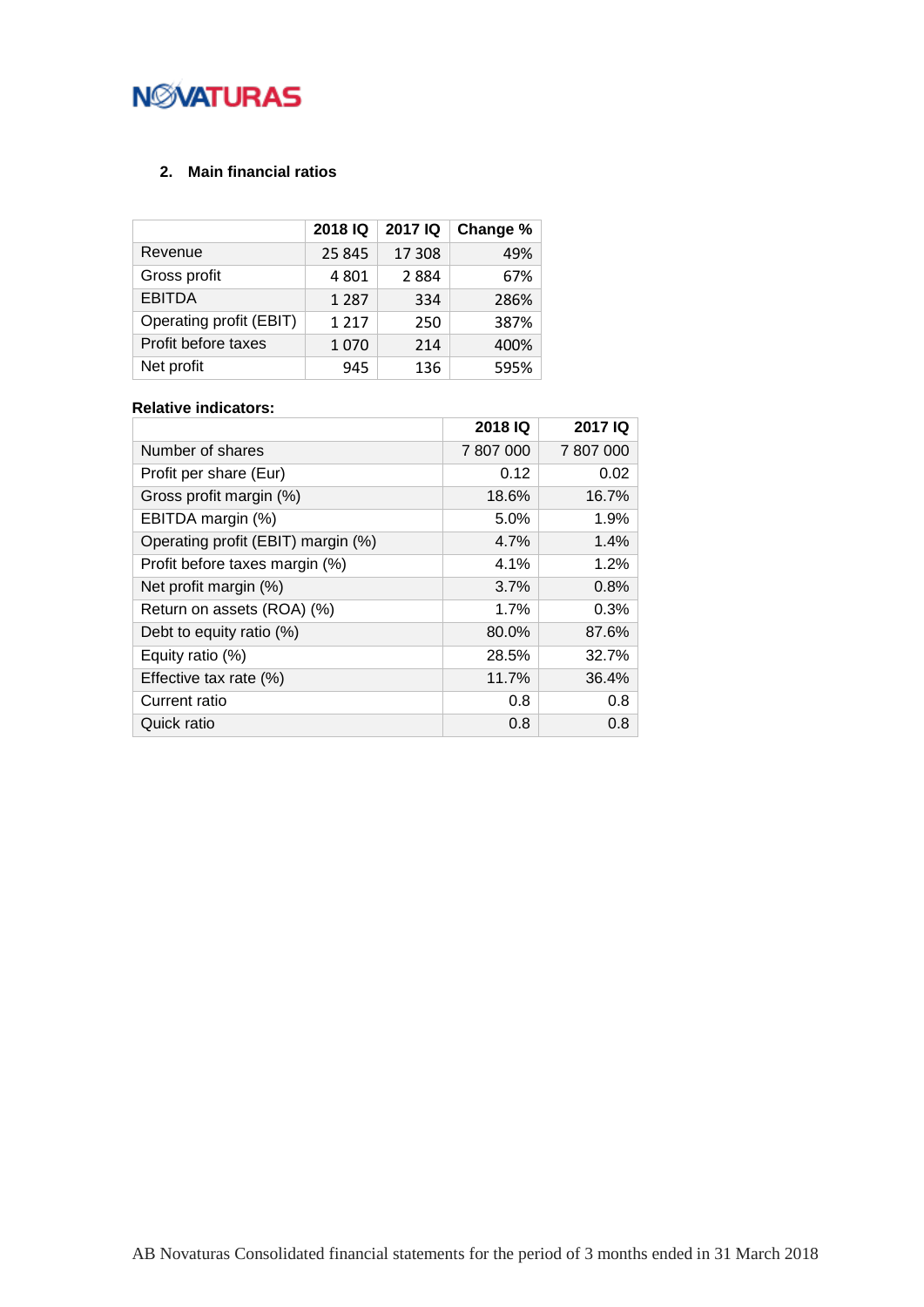## 2. Main financial ratios

| | 2018 IQ | 2017 IQ | Change % |
|---|---|---|---|
| Revenue | 25 845 | 17 308 | 49% |
| Gross profit | 4 801 | 2 884 | 67% |
| EBITDA | 1 287 | 334 | 286% |
| Operating profit (EBIT) | 1 217 | 250 | 387% |
| Profit before taxes | 1 070 | 214 | 400% |
| Net profit | 945 | 136 | 595% |

**Relative indicators:**

| | 2018 IQ | 2017 IQ |
|---|---|---|
| Number of shares | 7 807 000 | 7 807 000 |
| Profit per share (Eur) | 0.12 | 0.02 |
| Gross profit margin (%) | 18.6% | 16.7% |
| EBITDA margin (%) | 5.0% | 1.9% |
| Operating profit (EBIT) margin (%) | 4.7% | 1.4% |
| Profit before taxes margin (%) | 4.1% | 1.2% |
| Net profit margin (%) | 3.7% | 0.8% |
| Return on assets (ROA) (%) | 1.7% | 0.3% |
| Debt to equity ratio (%) | 80.0% | 87.6% |
| Equity ratio (%) | 28.5% | 32.7% |
| Effective tax rate (%) | 11.7% | 36.4% |
| Current ratio | 0.8 | 0.8 |
| Quick ratio | 0.8 | 0.8 |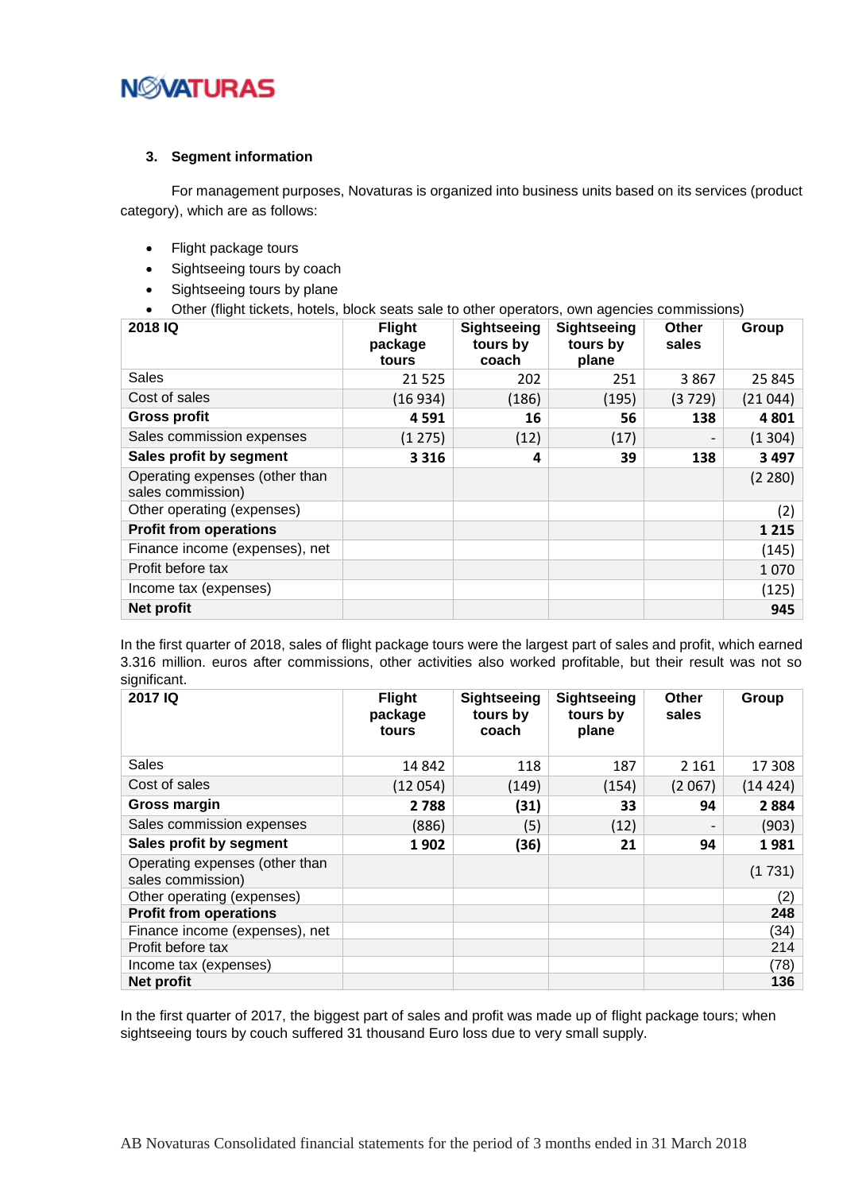### 3. Segment information

For management purposes, Novaturas is organized into business units based on its services (product category), which are as follows:

- Flight package tours
- Sightseeing tours by coach
- Sightseeing tours by plane
- Other (flight tickets, hotels, block seats sale to other operators, own agencies commissions)

| 2018 IQ | Flight package tours | Sightseeing tours by coach | Sightseeing tours by plane | Other sales | Group |
|---|---|---|---|---|---|
| Sales | 21 525 | 202 | 251 | 3 867 | 25 845 |
| Cost of sales | (16 934) | (186) | (195) | (3 729) | (21 044) |
| **Gross profit** | **4 591** | **16** | **56** | **138** | **4 801** |
| Sales commission expenses | (1 275) | (12) | (17) | - | (1 304) |
| **Sales profit by segment** | **3 316** | **4** | **39** | **138** | **3 497** |
| Operating expenses (other than sales commission) | | | | | (2 280) |
| Other operating (expenses) | | | | | (2) |
| **Profit from operations** | | | | | **1 215** |
| Finance income (expenses), net | | | | | (145) |
| Profit before tax | | | | | 1 070 |
| Income tax (expenses) | | | | | (125) |
| **Net profit** | | | | | **945** |

In the first quarter of 2018, sales of flight package tours were the largest part of sales and profit, which earned 3.316 million. euros after commissions, other activities also worked profitable, but their result was not so significant.

| 2017 IQ | Flight package tours | Sightseeing tours by coach | Sightseeing tours by plane | Other sales | Group |
|---|---|---|---|---|---|
| Sales | 14 842 | 118 | 187 | 2 161 | 17 308 |
| Cost of sales | (12 054) | (149) | (154) | (2 067) | (14 424) |
| **Gross margin** | **2 788** | **(31)** | **33** | **94** | **2 884** |
| Sales commission expenses | (886) | (5) | (12) | - | (903) |
| **Sales profit by segment** | **1 902** | **(36)** | **21** | **94** | **1 981** |
| Operating expenses (other than sales commission) | | | | | (1 731) |
| Other operating (expenses) | | | | | (2) |
| **Profit from operations** | | | | | **248** |
| Finance income (expenses), net | | | | | (34) |
| Profit before tax | | | | | 214 |
| Income tax (expenses) | | | | | (78) |
| **Net profit** | | | | | **136** |

In the first quarter of 2017, the biggest part of sales and profit was made up of flight package tours; when sightseeing tours by couch suffered 31 thousand Euro loss due to very small supply.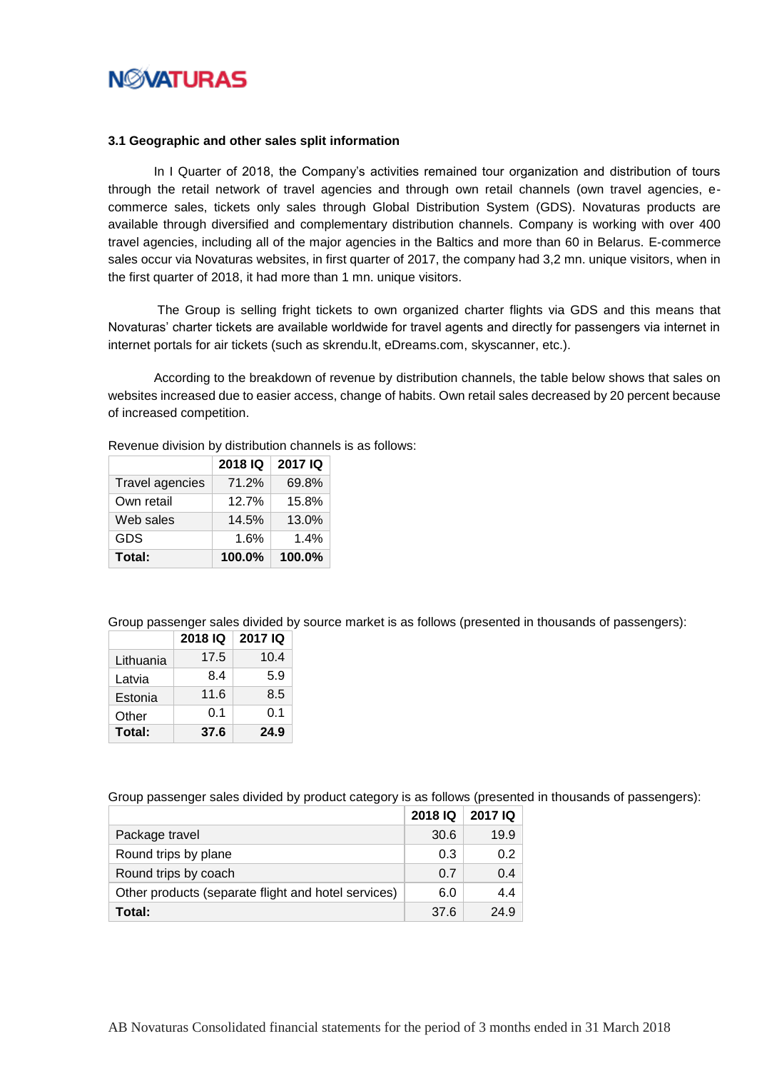### 3.1 Geographic and other sales split information

In I Quarter of 2018, the Company's activities remained tour organization and distribution of tours through the retail network of travel agencies and through own retail channels (own travel agencies, e-commerce sales, tickets only sales through Global Distribution System (GDS). Novaturas products are available through diversified and complementary distribution channels. Company is working with over 400 travel agencies, including all of the major agencies in the Baltics and more than 60 in Belarus. E-commerce sales occur via Novaturas websites, in first quarter of 2017, the company had 3,2 mn. unique visitors, when in the first quarter of 2018, it had more than 1 mn. unique visitors.

The Group is selling fright tickets to own organized charter flights via GDS and this means that Novaturas' charter tickets are available worldwide for travel agents and directly for passengers via internet in internet portals for air tickets (such as skrendu.lt, eDreams.com, skyscanner, etc.).

According to the breakdown of revenue by distribution channels, the table below shows that sales on websites increased due to easier access, change of habits. Own retail sales decreased by 20 percent because of increased competition.

Revenue division by distribution channels is as follows:

| | 2018 IQ | 2017 IQ |
|---|---|---|
| Travel agencies | 71.2% | 69.8% |
| Own retail | 12.7% | 15.8% |
| Web sales | 14.5% | 13.0% |
| GDS | 1.6% | 1.4% |
| **Total:** | **100.0%** | **100.0%** |

Group passenger sales divided by source market is as follows (presented in thousands of passengers):

| | 2018 IQ | 2017 IQ |
|---|---|---|
| Lithuania | 17.5 | 10.4 |
| Latvia | 8.4 | 5.9 |
| Estonia | 11.6 | 8.5 |
| Other | 0.1 | 0.1 |
| **Total:** | **37.6** | **24.9** |

Group passenger sales divided by product category is as follows (presented in thousands of passengers):

| | 2018 IQ | 2017 IQ |
|---|---|---|
| Package travel | 30.6 | 19.9 |
| Round trips by plane | 0.3 | 0.2 |
| Round trips by coach | 0.7 | 0.4 |
| Other products (separate flight and hotel services) | 6.0 | 4.4 |
| **Total:** | 37.6 | 24.9 |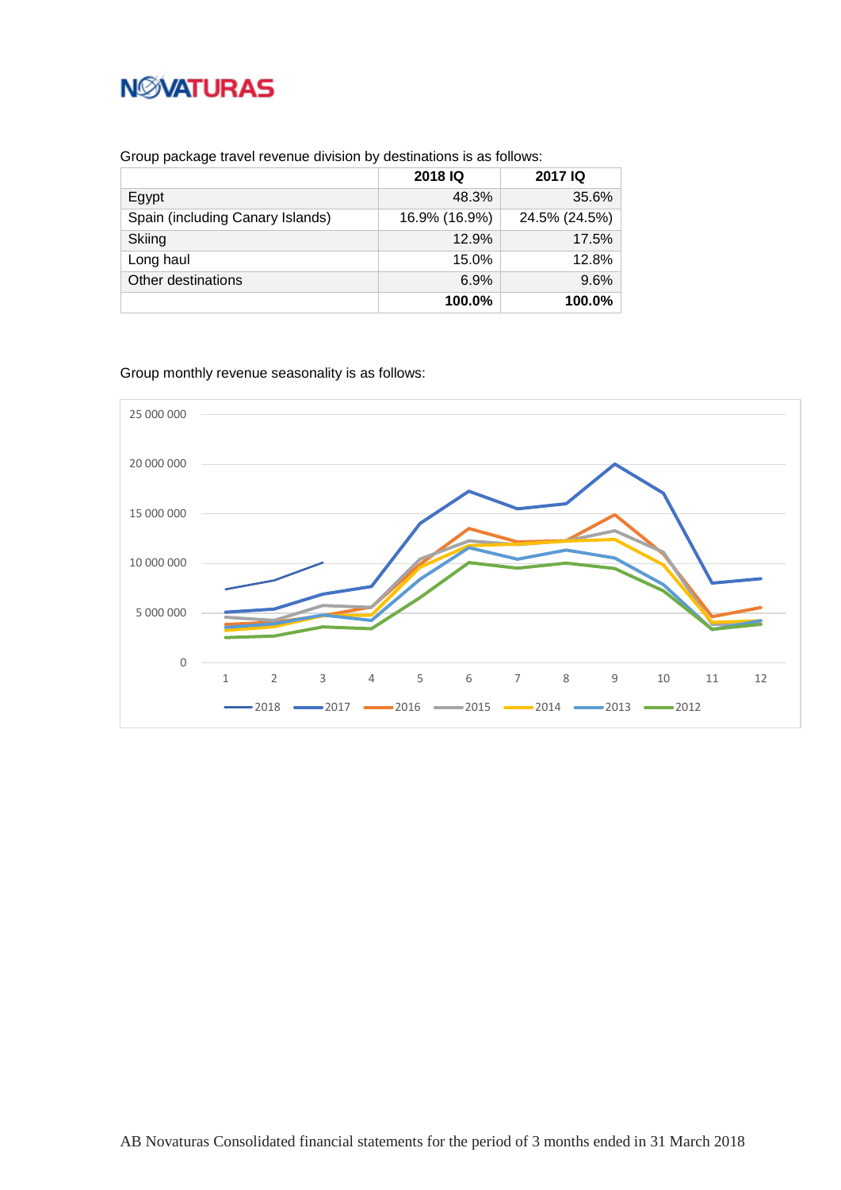Group package travel revenue division by destinations is as follows:

| | 2018 IQ | 2017 IQ |
|---|---|---|
| Egypt | 48.3% | 35.6% |
| Spain (including Canary Islands) | 16.9% (16.9%) | 24.5% (24.5%) |
| Skiing | 12.9% | 17.5% |
| Long haul | 15.0% | 12.8% |
| Other destinations | 6.9% | 9.6% |
| | **100.0%** | **100.0%** |

Group monthly revenue seasonality is as follows: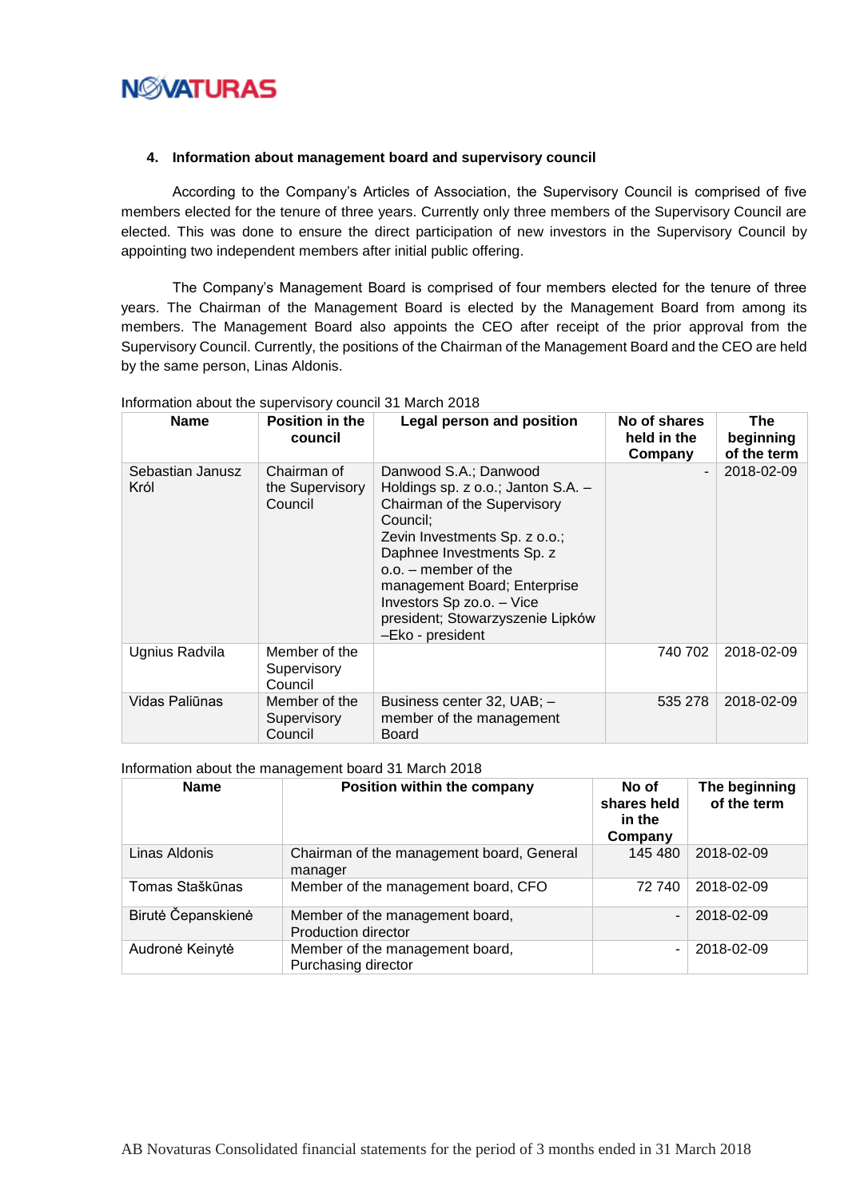## 4. Information about management board and supervisory council

According to the Company's Articles of Association, the Supervisory Council is comprised of five members elected for the tenure of three years. Currently only three members of the Supervisory Council are elected. This was done to ensure the direct participation of new investors in the Supervisory Council by appointing two independent members after initial public offering.

The Company's Management Board is comprised of four members elected for the tenure of three years. The Chairman of the Management Board is elected by the Management Board from among its members. The Management Board also appoints the CEO after receipt of the prior approval from the Supervisory Council. Currently, the positions of the Chairman of the Management Board and the CEO are held by the same person, Linas Aldonis.

Information about the supervisory council 31 March 2018

| Name | Position in the council | Legal person and position | No of shares held in the Company | The beginning of the term |
|---|---|---|---|---|
| Sebastian Janusz Król | Chairman of the Supervisory Council | Danwood S.A.; Danwood Holdings sp. z o.o.; Janton S.A. – Chairman of the Supervisory Council; Zevin Investments Sp. z o.o.; Daphnee Investments Sp. z o.o. – member of the management Board; Enterprise Investors Sp zo.o. – Vice president; Stowarzyszenie Lipków –Eko - president | - | 2018-02-09 |
| Ugnius Radvila | Member of the Supervisory Council | | 740 702 | 2018-02-09 |
| Vidas Paliūnas | Member of the Supervisory Council | Business center 32, UAB; – member of the management Board | 535 278 | 2018-02-09 |

Information about the management board 31 March 2018

| Name | Position within the company | No of shares held in the Company | The beginning of the term |
|---|---|---|---|
| Linas Aldonis | Chairman of the management board, General manager | 145 480 | 2018-02-09 |
| Tomas Staškūnas | Member of the management board, CFO | 72 740 | 2018-02-09 |
| Birutė Čepanskienė | Member of the management board, Production director | - | 2018-02-09 |
| Audronė Keinytė | Member of the management board, Purchasing director | - | 2018-02-09 |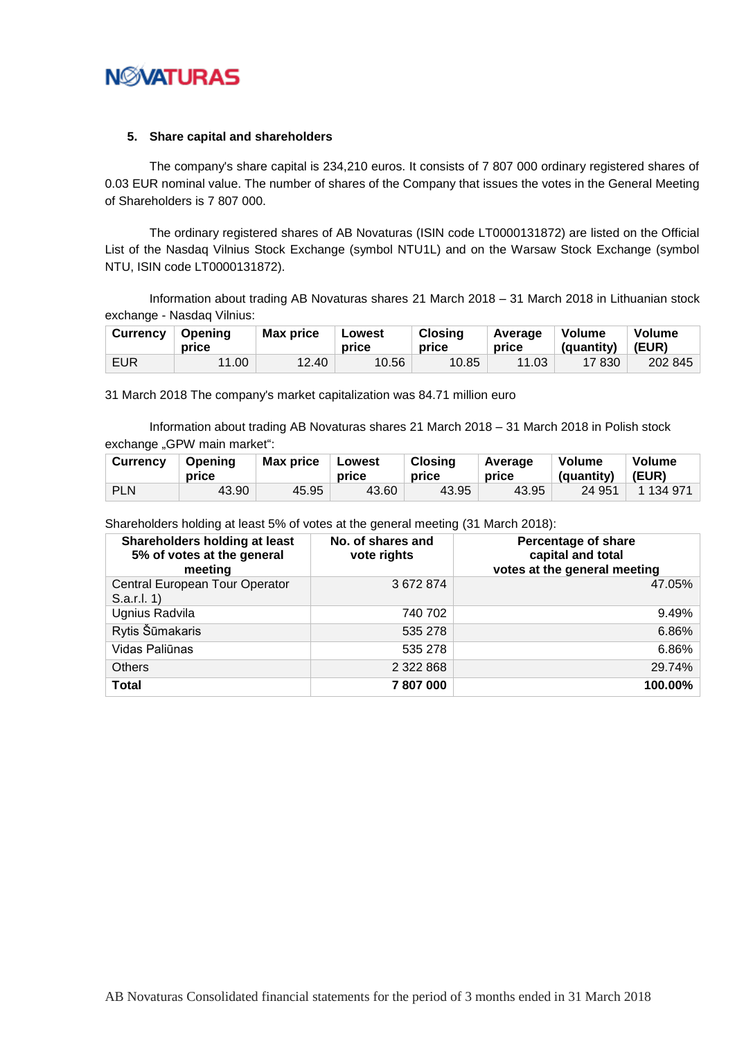## 5. Share capital and shareholders

The company's share capital is 234,210 euros. It consists of 7 807 000 ordinary registered shares of 0.03 EUR nominal value. The number of shares of the Company that issues the votes in the General Meeting of Shareholders is 7 807 000.

The ordinary registered shares of AB Novaturas (ISIN code LT0000131872) are listed on the Official List of the Nasdaq Vilnius Stock Exchange (symbol NTU1L) and on the Warsaw Stock Exchange (symbol NTU, ISIN code LT0000131872).

Information about trading AB Novaturas shares 21 March 2018 – 31 March 2018 in Lithuanian stock exchange - Nasdaq Vilnius:

| Currency | Opening price | Max price | Lowest price | Closing price | Average price | Volume (quantity) | Volume (EUR) |
|---|---|---|---|---|---|---|---|
| EUR | 11.00 | 12.40 | 10.56 | 10.85 | 11.03 | 17 830 | 202 845 |

31 March 2018 The company's market capitalization was 84.71 million euro

Information about trading AB Novaturas shares 21 March 2018 – 31 March 2018 in Polish stock exchange „GPW main market":

| Currency | Opening price | Max price | Lowest price | Closing price | Average price | Volume (quantity) | Volume (EUR) |
|---|---|---|---|---|---|---|---|
| PLN | 43.90 | 45.95 | 43.60 | 43.95 | 43.95 | 24 951 | 1 134 971 |

Shareholders holding at least 5% of votes at the general meeting (31 March 2018):

| Shareholders holding at least 5% of votes at the general meeting | No. of shares and vote rights | Percentage of share capital and total votes at the general meeting |
|---|---|---|
| Central European Tour Operator S.a.r.l. 1) | 3 672 874 | 47.05% |
| Ugnius Radvila | 740 702 | 9.49% |
| Rytis Šūmakaris | 535 278 | 6.86% |
| Vidas Paliūnas | 535 278 | 6.86% |
| Others | 2 322 868 | 29.74% |
| **Total** | **7 807 000** | **100.00%** |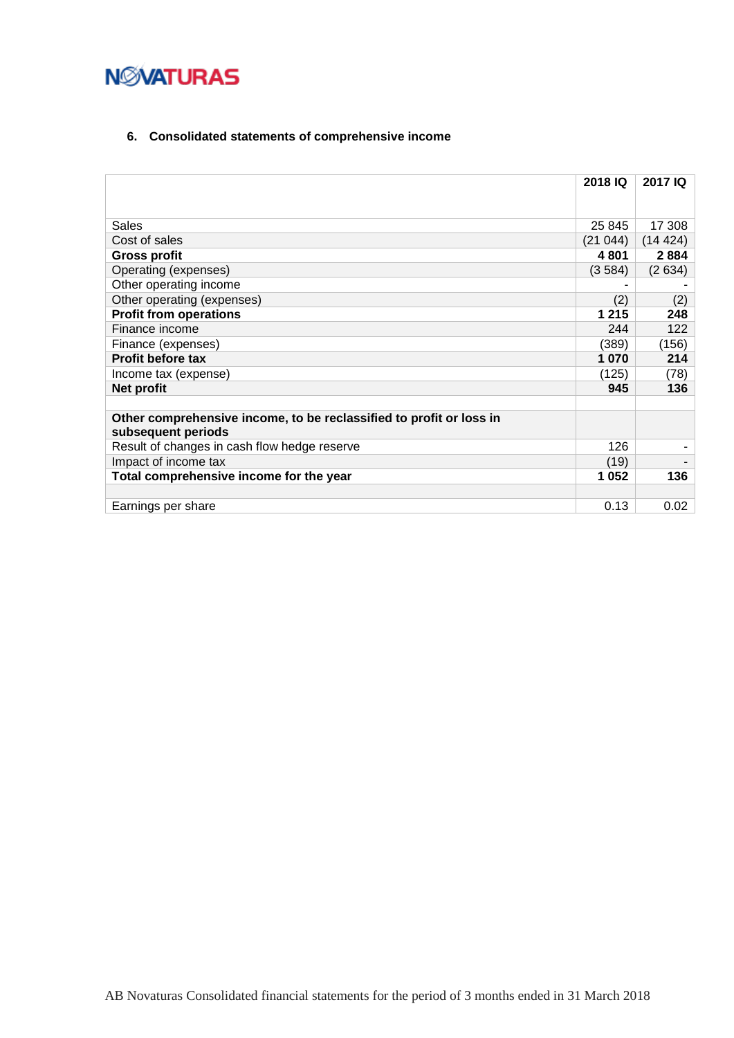NOVATURAS

## 6. Consolidated statements of comprehensive income

| | 2018 IQ | 2017 IQ |
|---|---|---|
| Sales | 25 845 | 17 308 |
| Cost of sales | (21 044) | (14 424) |
| **Gross profit** | **4 801** | **2 884** |
| Operating (expenses) | (3 584) | (2 634) |
| Other operating income | - | - |
| Other operating (expenses) | (2) | (2) |
| **Profit from operations** | **1 215** | **248** |
| Finance income | 244 | 122 |
| Finance (expenses) | (389) | (156) |
| **Profit before tax** | **1 070** | **214** |
| Income tax (expense) | (125) | (78) |
| **Net profit** | **945** | **136** |
| | | |
| **Other comprehensive income, to be reclassified to profit or loss in subsequent periods** | | |
| Result of changes in cash flow hedge reserve | 126 | - |
| Impact of income tax | (19) | - |
| **Total comprehensive income for the year** | **1 052** | **136** |
| | | |
| Earnings per share | 0.13 | 0.02 |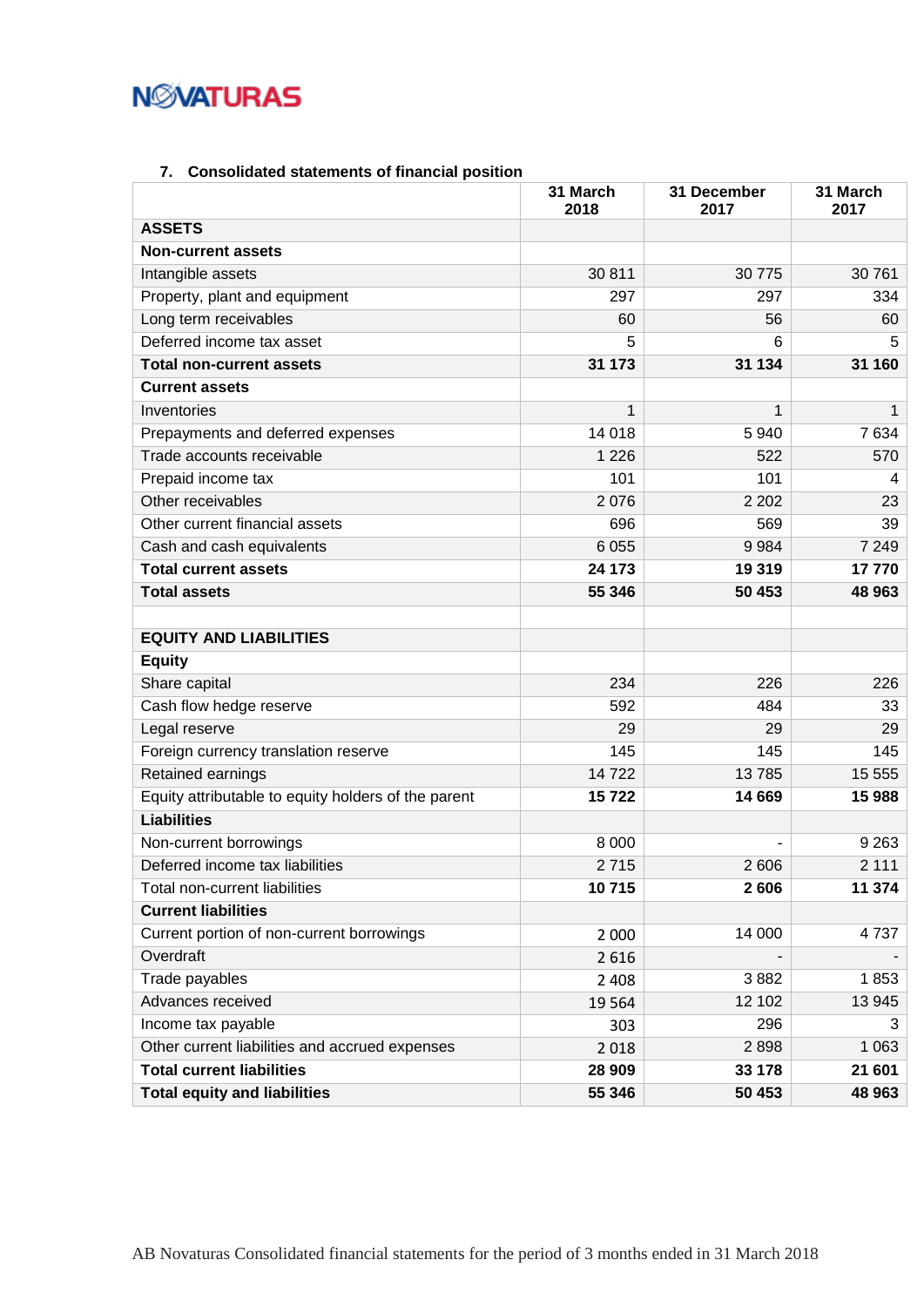## 7. Consolidated statements of financial position

| | 31 March 2018 | 31 December 2017 | 31 March 2017 |
|---|---|---|---|
| **ASSETS** | | | |
| **Non-current assets** | | | |
| Intangible assets | 30 811 | 30 775 | 30 761 |
| Property, plant and equipment | 297 | 297 | 334 |
| Long term receivables | 60 | 56 | 60 |
| Deferred income tax asset | 5 | 6 | 5 |
| **Total non-current assets** | **31 173** | **31 134** | **31 160** |
| **Current assets** | | | |
| Inventories | 1 | 1 | 1 |
| Prepayments and deferred expenses | 14 018 | 5 940 | 7 634 |
| Trade accounts receivable | 1 226 | 522 | 570 |
| Prepaid income tax | 101 | 101 | 4 |
| Other receivables | 2 076 | 2 202 | 23 |
| Other current financial assets | 696 | 569 | 39 |
| Cash and cash equivalents | 6 055 | 9 984 | 7 249 |
| **Total current assets** | **24 173** | **19 319** | **17 770** |
| **Total assets** | **55 346** | **50 453** | **48 963** |
| | | | |
| **EQUITY AND LIABILITIES** | | | |
| **Equity** | | | |
| Share capital | 234 | 226 | 226 |
| Cash flow hedge reserve | 592 | 484 | 33 |
| Legal reserve | 29 | 29 | 29 |
| Foreign currency translation reserve | 145 | 145 | 145 |
| Retained earnings | 14 722 | 13 785 | 15 555 |
| Equity attributable to equity holders of the parent | **15 722** | **14 669** | **15 988** |
| **Liabilities** | | | |
| Non-current borrowings | 8 000 | - | 9 263 |
| Deferred income tax liabilities | 2 715 | 2 606 | 2 111 |
| Total non-current liabilities | **10 715** | **2 606** | **11 374** |
| **Current liabilities** | | | |
| Current portion of non-current borrowings | 2 000 | 14 000 | 4 737 |
| Overdraft | 2 616 | - | - |
| Trade payables | 2 408 | 3 882 | 1 853 |
| Advances received | 19 564 | 12 102 | 13 945 |
| Income tax payable | 303 | 296 | 3 |
| Other current liabilities and accrued expenses | 2 018 | 2 898 | 1 063 |
| **Total current liabilities** | **28 909** | **33 178** | **21 601** |
| **Total equity and liabilities** | **55 346** | **50 453** | **48 963** |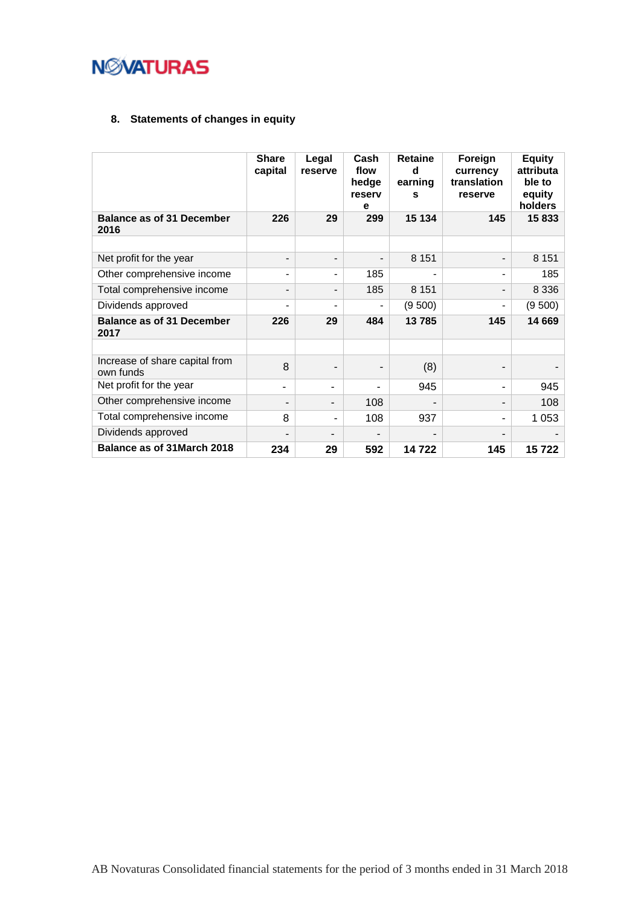## 8. Statements of changes in equity

| | Share capital | Legal reserve | Cash flow hedge reserve | Retained earnings | Foreign currency translation reserve | Equity attributable to equity holders |
|---|---|---|---|---|---|---|
| **Balance as of 31 December 2016** | **226** | **29** | **299** | **15 134** | **145** | **15 833** |
| | | | | | | |
| Net profit for the year | - | - | - | 8 151 | - | 8 151 |
| Other comprehensive income | - | - | 185 | - | - | 185 |
| Total comprehensive income | - | - | 185 | 8 151 | - | 8 336 |
| Dividends approved | - | - | - | (9 500) | - | (9 500) |
| **Balance as of 31 December 2017** | **226** | **29** | **484** | **13 785** | **145** | **14 669** |
| | | | | | | |
| Increase of share capital from own funds | 8 | - | - | (8) | - | - |
| Net profit for the year | - | - | - | 945 | - | 945 |
| Other comprehensive income | - | - | 108 | - | - | 108 |
| Total comprehensive income | 8 | - | 108 | 937 | - | 1 053 |
| Dividends approved | - | - | - | - | - | - |
| **Balance as of 31March 2018** | **234** | **29** | **592** | **14 722** | **145** | **15 722** |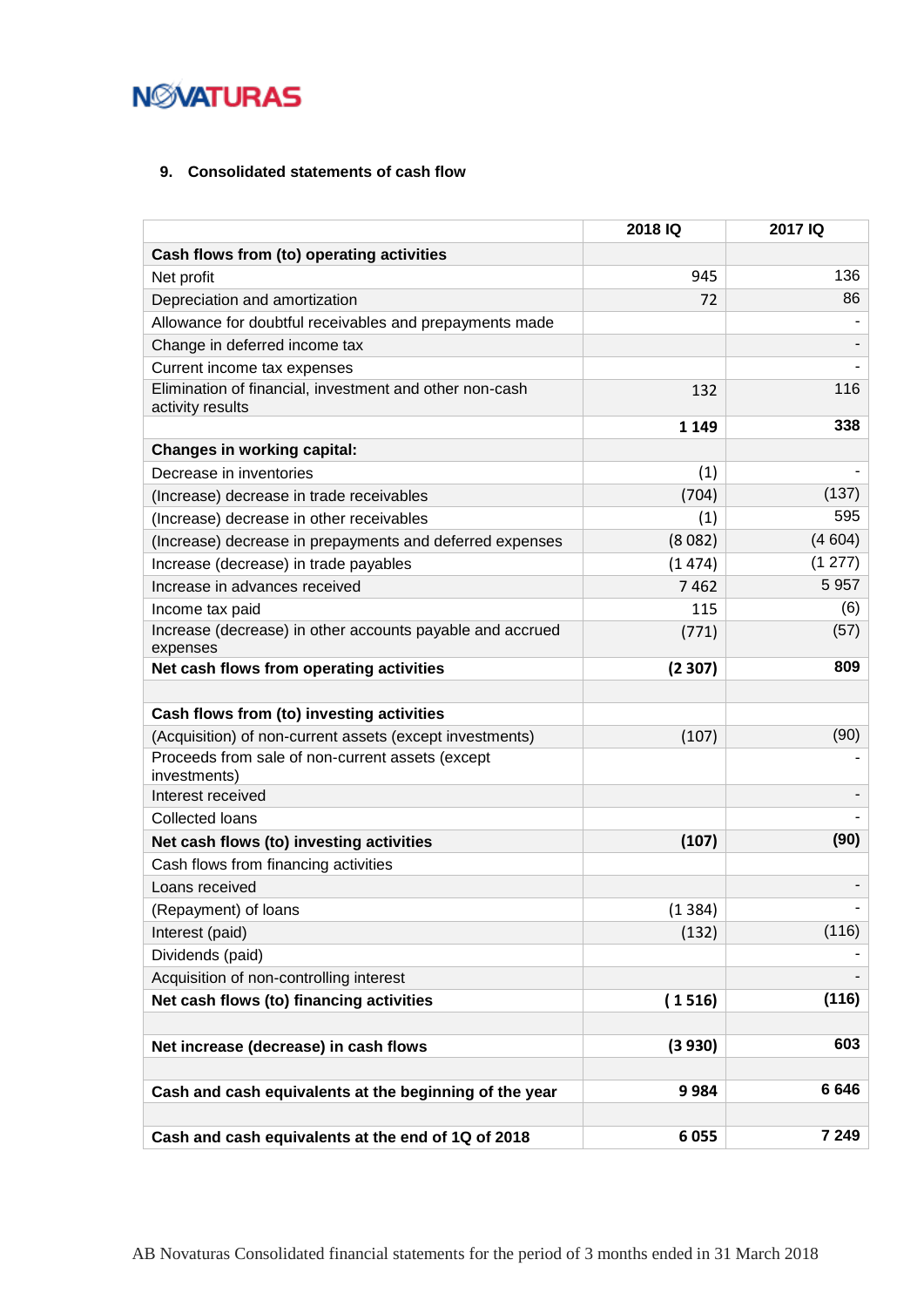### 9. Consolidated statements of cash flow

| | 2018 IQ | 2017 IQ |
|---|---|---|
| **Cash flows from (to) operating activities** | | |
| Net profit | 945 | 136 |
| Depreciation and amortization | 72 | 86 |
| Allowance for doubtful receivables and prepayments made | | - |
| Change in deferred income tax | | - |
| Current income tax expenses | | - |
| Elimination of financial, investment and other non-cash activity results | 132 | 116 |
| | **1 149** | **338** |
| **Changes in working capital:** | | |
| Decrease in inventories | (1) | - |
| (Increase) decrease in trade receivables | (704) | (137) |
| (Increase) decrease in other receivables | (1) | 595 |
| (Increase) decrease in prepayments and deferred expenses | (8 082) | (4 604) |
| Increase (decrease) in trade payables | (1 474) | (1 277) |
| Increase in advances received | 7 462 | 5 957 |
| Income tax paid | 115 | (6) |
| Increase (decrease) in other accounts payable and accrued expenses | (771) | (57) |
| **Net cash flows from operating activities** | **(2 307)** | **809** |
| | | |
| **Cash flows from (to) investing activities** | | |
| (Acquisition) of non-current assets (except investments) | (107) | (90) |
| Proceeds from sale of non-current assets (except investments) | | - |
| Interest received | | - |
| Collected loans | | - |
| **Net cash flows (to) investing activities** | **(107)** | **(90)** |
| Cash flows from financing activities | | |
| Loans received | | - |
| (Repayment) of loans | (1 384) | - |
| Interest (paid) | (132) | (116) |
| Dividends (paid) | | - |
| Acquisition of non-controlling interest | | - |
| **Net cash flows (to) financing activities** | **( 1 516)** | **(116)** |
| | | |
| **Net increase (decrease) in cash flows** | **(3 930)** | **603** |
| | | |
| **Cash and cash equivalents at the beginning of the year** | **9 984** | **6 646** |
| | | |
| **Cash and cash equivalents at the end of 1Q of 2018** | **6 055** | **7 249** |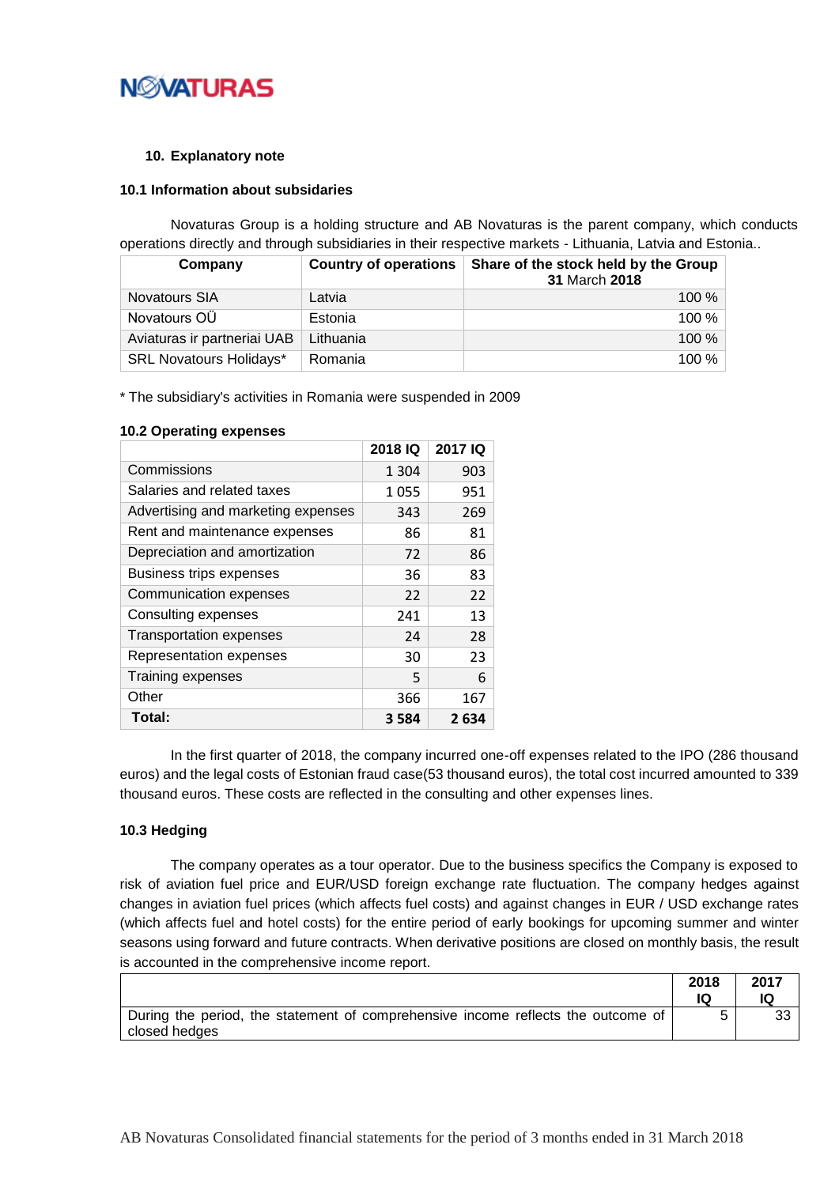## 10. Explanatory note

### 10.1 Information about subsidaries

Novaturas Group is a holding structure and AB Novaturas is the parent company, which conducts operations directly and through subsidiaries in their respective markets - Lithuania, Latvia and Estonia..

| Company | Country of operations | Share of the stock held by the Group 31 March 2018 |
|---|---|---|
| Novatours SIA | Latvia | 100 % |
| Novatours OÜ | Estonia | 100 % |
| Aviaturas ir partneriai UAB | Lithuania | 100 % |
| SRL Novatours Holidays* | Romania | 100 % |

* The subsidiary's activities in Romania were suspended in 2009

### 10.2 Operating expenses

| | 2018 IQ | 2017 IQ |
|---|---|---|
| Commissions | 1 304 | 903 |
| Salaries and related taxes | 1 055 | 951 |
| Advertising and marketing expenses | 343 | 269 |
| Rent and maintenance expenses | 86 | 81 |
| Depreciation and amortization | 72 | 86 |
| Business trips expenses | 36 | 83 |
| Communication expenses | 22 | 22 |
| Consulting expenses | 241 | 13 |
| Transportation expenses | 24 | 28 |
| Representation expenses | 30 | 23 |
| Training expenses | 5 | 6 |
| Other | 366 | 167 |
| **Total:** | **3 584** | **2 634** |

In the first quarter of 2018, the company incurred one-off expenses related to the IPO (286 thousand euros) and the legal costs of Estonian fraud case(53 thousand euros), the total cost incurred amounted to 339 thousand euros. These costs are reflected in the consulting and other expenses lines.

### 10.3 Hedging

The company operates as a tour operator. Due to the business specifics the Company is exposed to risk of aviation fuel price and EUR/USD foreign exchange rate fluctuation. The company hedges against changes in aviation fuel prices (which affects fuel costs) and against changes in EUR / USD exchange rates (which affects fuel and hotel costs) for the entire period of early bookings for upcoming summer and winter seasons using forward and future contracts. When derivative positions are closed on monthly basis, the result is accounted in the comprehensive income report.

| | 2018 IQ | 2017 IQ |
|---|---|---|
| During the period, the statement of comprehensive income reflects the outcome of closed hedges | 5 | 33 |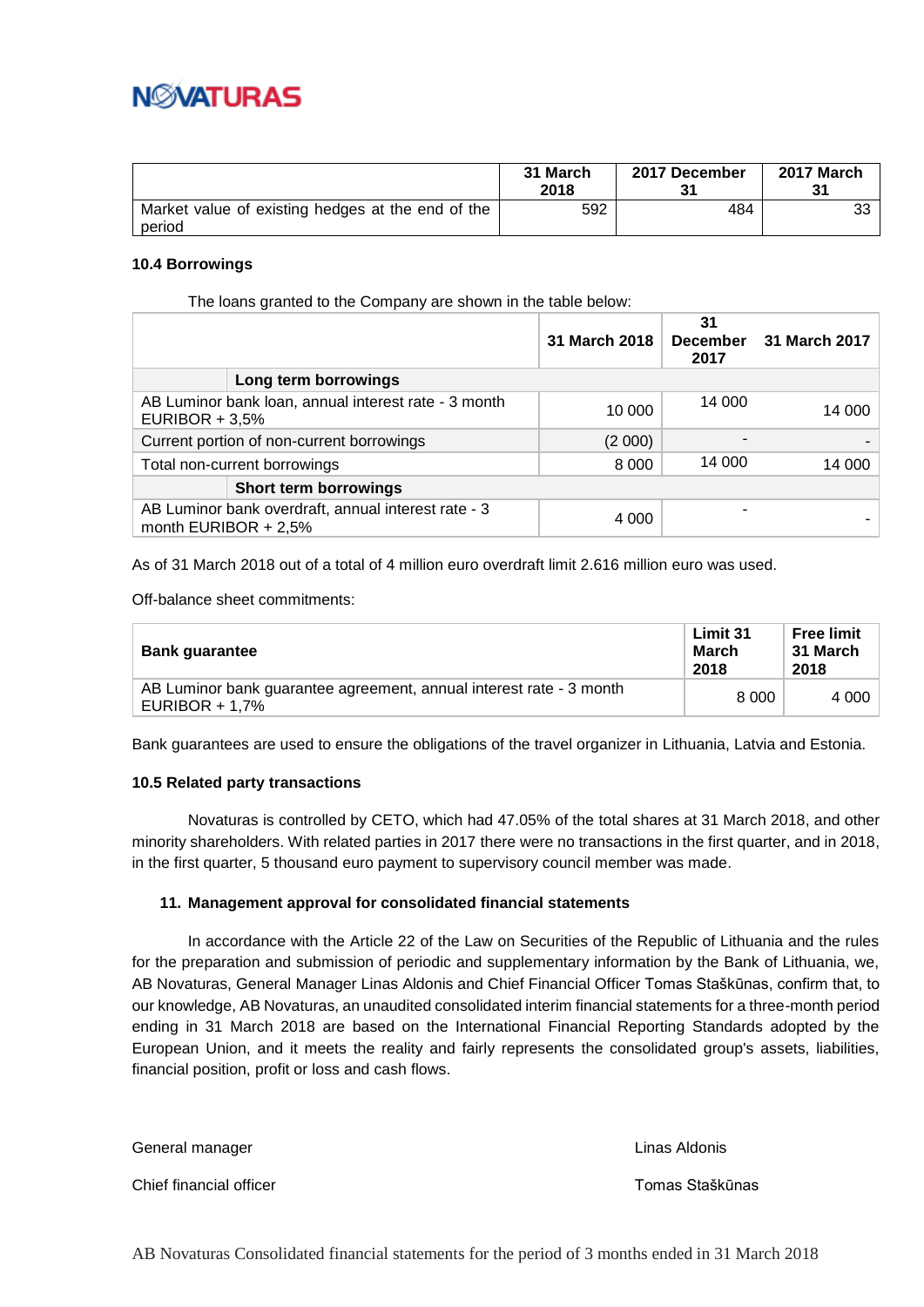| | 31 March 2018 | 2017 December 31 | 2017 March 31 |
|---|---|---|---|
| Market value of existing hedges at the end of the period | 592 | 484 | 33 |

**10.4 Borrowings**

The loans granted to the Company are shown in the table below:

| | 31 March 2018 | 31 December 2017 | 31 March 2017 |
|---|---|---|---|
| **Long term borrowings** | | | |
| AB Luminor bank loan, annual interest rate - 3 month EURIBOR + 3,5% | 10 000 | 14 000 | 14 000 |
| Current portion of non-current borrowings | (2 000) | - | - |
| Total non-current borrowings | 8 000 | 14 000 | 14 000 |
| **Short term borrowings** | | | |
| AB Luminor bank overdraft, annual interest rate - 3 month EURIBOR + 2,5% | 4 000 | - | - |

As of 31 March 2018 out of a total of 4 million euro overdraft limit 2.616 million euro was used.

Off-balance sheet commitments:

| Bank guarantee | Limit 31 March 2018 | Free limit 31 March 2018 |
|---|---|---|
| AB Luminor bank guarantee agreement, annual interest rate - 3 month EURIBOR + 1,7% | 8 000 | 4 000 |

Bank guarantees are used to ensure the obligations of the travel organizer in Lithuania, Latvia and Estonia.

**10.5 Related party transactions**

Novaturas is controlled by CETO, which had 47.05% of the total shares at 31 March 2018, and other minority shareholders. With related parties in 2017 there were no transactions in the first quarter, and in 2018, in the first quarter, 5 thousand euro payment to supervisory council member was made.

## 11. Management approval for consolidated financial statements

In accordance with the Article 22 of the Law on Securities of the Republic of Lithuania and the rules for the preparation and submission of periodic and supplementary information by the Bank of Lithuania, we, AB Novaturas, General Manager Linas Aldonis and Chief Financial Officer Tomas Staškūnas, confirm that, to our knowledge, AB Novaturas, an unaudited consolidated interim financial statements for a three-month period ending in 31 March 2018 are based on the International Financial Reporting Standards adopted by the European Union, and it meets the reality and fairly represents the consolidated group's assets, liabilities, financial position, profit or loss and cash flows.

General manager — Linas Aldonis

Chief financial officer — Tomas Staškūnas